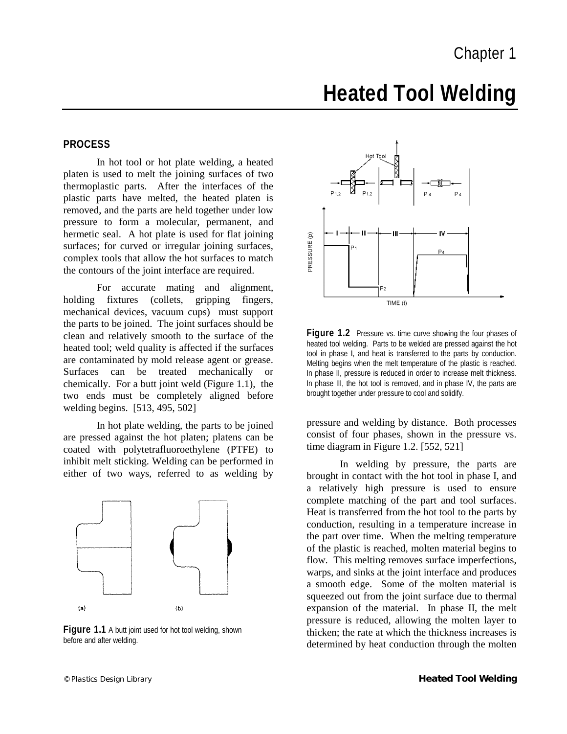# Chapter 1

# Heated Tool Welding

## PROCESS

In hot tool or hot plate welding, a heated platen is used to melt the joining surfaces of two thermoplastic parts. After the interfaces of the plastic parts have melted, the heated platen is removed, and the parts are held together under low pressure to form a molecular, permanent, and hermetic seal. A hot plate is used for flat joining surfaces; for curved or irregular joining surfaces, complex tools that allow the hot surfaces to match the contours of the joint interface are required.

For accurate mating and alignment, holding fixtures (collets, gripping fingers, mechanical devices, vacuum cups) must support the parts to be joined. The joint surfaces should be clean and relatively smooth to the surface of the heated tool; weld quality is affected if the surfaces are contaminated by mold release agent or grease. Surfaces can be treated mechanically or chemically. For a butt joint weld (Figure 1.1), the two ends must be completely aligned before welding begins. [513, 495, 502]

In hot plate welding, the parts to be joined are pressed against the hot platen; platens can be coated with polytetrafluoroethylene (PTFE) to inhibit melt sticking. Welding can be performed in either of two ways, referred to as welding by pressure and welding by distance. Both processes consist of four phases, shown in the pressure vs. time diagram in Figure 1.2. [552, 521]

**Figure 1.1** A butt joint used for hot tool welding, shown before and after welding.

**Figure 1.2** Pressure vs. time curve showing the four phases of heated tool welding. Parts to be welded are pressed against the hot tool in phase I, and heat is transferred to the parts by conduction. Melting begins when the melt temperature of the plastic is reached. In phase II, pressure is reduced in order to increase melt thickness. In phase III, the hot tool is removed, and in phase IV, the parts are brought together under pressure to cool and solidify.

In welding by pressure, the parts are brought in contact with the hot tool in phase I, and a relatively high pressure is used to ensure complete matching of the part and tool surfaces. Heat is transferred from the hot tool to the parts by conduction, resulting in a temperature increase in the part over time. When the melting temperature of the plastic is reached, molten material begins to flow. This melting removes surface imperfections, warps, and sinks at the joint interface and produces a smooth edge. Some of the molten material is squeezed out from the joint surface due to thermal expansion of the material. In phase II, the melt pressure is reduced, allowing the molten layer to thicken; the rate at which the thickness increases is determined by heat conduction through the molten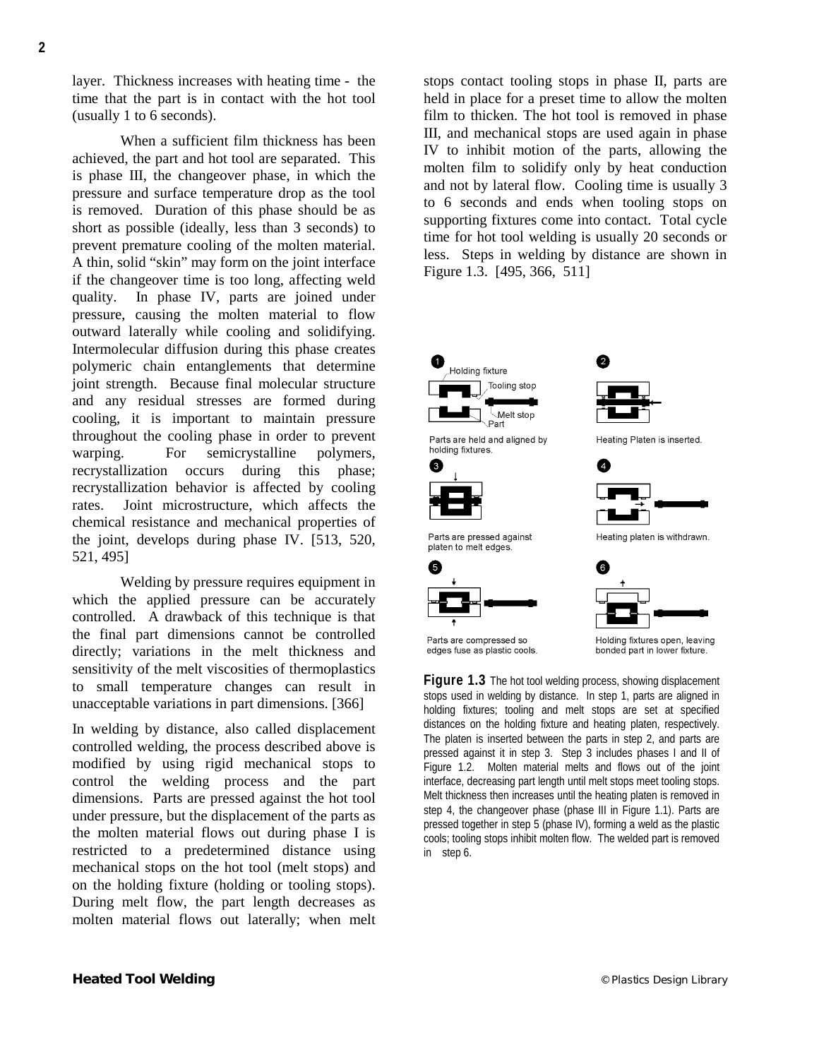layer. Thickness increases with heating time - the time that the part is in contact with the hot tool (usually 1 to 6 seconds).

When a sufficient film thickness has been achieved, the part and hot tool are separated. This is phase III, the changeover phase, in which the pressure and surface temperature drop as the tool is removed. Duration of this phase should be as short as possible (ideally, less than 3 seconds) to prevent premature cooling of the molten material. A thin, solid "skin" may form on the joint interface if the changeover time is too long, affecting weld quality. In phase IV, parts are joined under pressure, causing the molten material to flow outward laterally while cooling and solidifying. Intermolecular diffusion during this phase creates polymeric chain entanglements that determine joint strength. Because final molecular structure and any residual stresses are formed during cooling, it is important to maintain pressure throughout the cooling phase in order to prevent warping. For semicrystalline polymers, recrystallization occurs during this phase; recrystallization behavior is affected by cooling rates. Joint microstructure, which affects the chemical resistance and mechanical properties of the joint, develops during phase IV. [513, 520, 521, 495]

Welding by pressure requires equipment in which the applied pressure can be accurately controlled. A drawback of this technique is that the final part dimensions cannot be controlled directly; variations in the melt thickness and sensitivity of the melt viscosities of thermoplastics to small temperature changes can result in unacceptable variations in part dimensions. [366]

In welding by distance, also called displacement controlled welding, the process described above is modified by using rigid mechanical stops to control the welding process and the part dimensions. Parts are pressed against the hot tool under pressure, but the displacement of the parts as the molten material flows out during phase I is restricted to a predetermined distance using mechanical stops on the hot tool (melt stops) and on the holding fixture (holding or tooling stops). During melt flow, the part length decreases as molten material flows out laterally; when melt stops contact tooling stops in phase II, parts are held in place for a preset time to allow the molten film to thicken. The hot tool is removed in phase III, and mechanical stops are used again in phase IV to inhibit motion of the parts, allowing the molten film to solidify only by heat conduction and not by lateral flow. Cooling time is usually 3 to 6 seconds and ends when tooling stops on supporting fixtures come into contact. Total cycle time for hot tool welding is usually 20 seconds or less. Steps in welding by distance are shown in Figure 1.3. [495, 366, 511]

1 Holding fixture
Tooling stop
Melt stop
Part
Parts are held and aligned by holding fixtures.

2 Heating Platen is inserted.

3 Parts are pressed against platen to melt edges.

4 Heating platen is withdrawn.

5 Parts are compressed so edges fuse as plastic cools.

6 Holding fixtures open, leaving bonded part in lower fixture.

**Figure 1.3** The hot tool welding process, showing displacement stops used in welding by distance. In step 1, parts are aligned in holding fixtures; tooling and melt stops are set at specified distances on the holding fixture and heating platen, respectively. The platen is inserted between the parts in step 2, and parts are pressed against it in step 3. Step 3 includes phases I and II of Figure 1.2. Molten material melts and flows out of the joint interface, decreasing part length until melt stops meet tooling stops. Melt thickness then increases until the heating platen is removed in step 4, the changeover phase (phase III in Figure 1.1). Parts are pressed together in step 5 (phase IV), forming a weld as the plastic cools; tooling stops inhibit molten flow. The welded part is removed in step 6.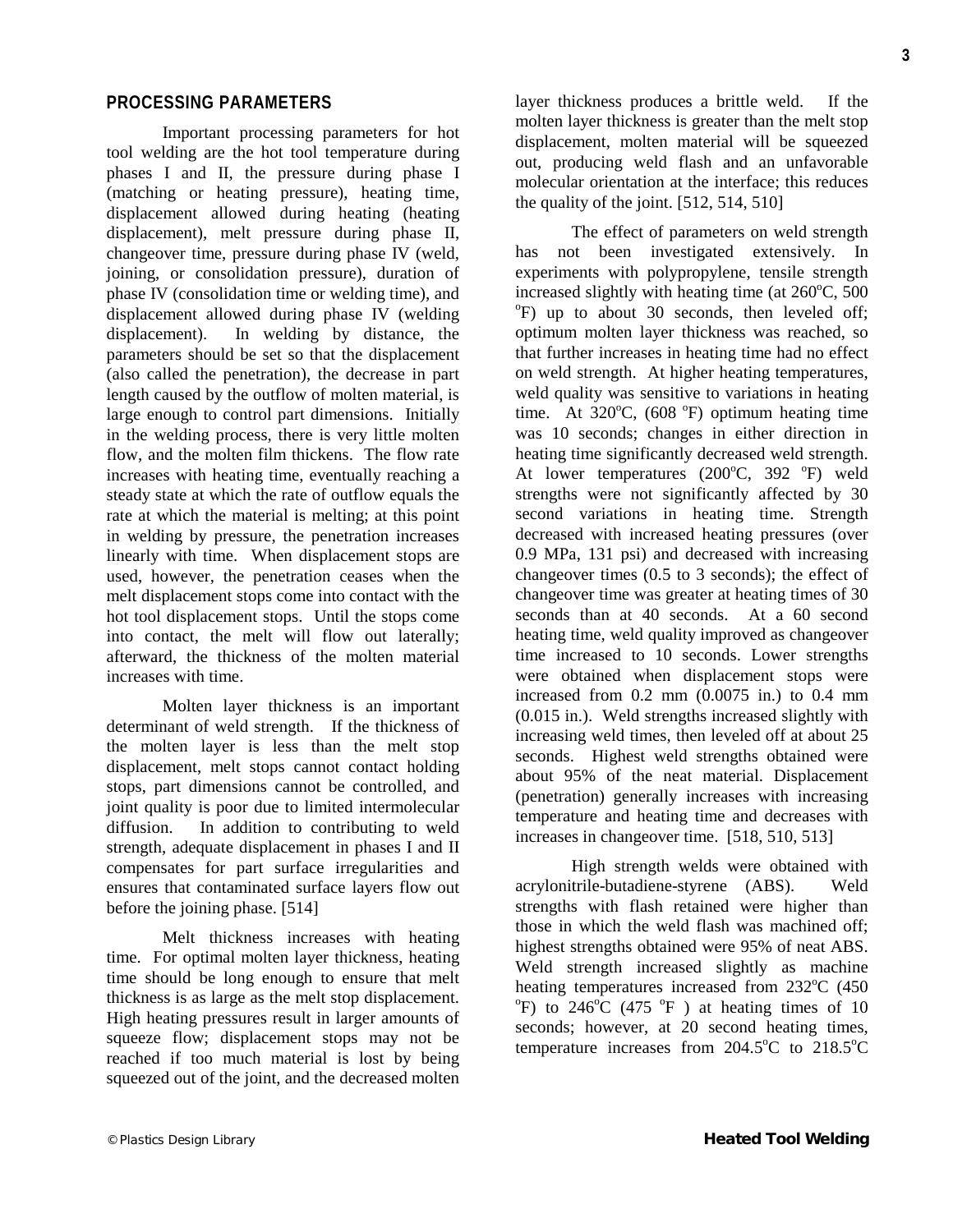## PROCESSING PARAMETERS

Important processing parameters for hot tool welding are the hot tool temperature during phases I and II, the pressure during phase I (matching or heating pressure), heating time, displacement allowed during heating (heating displacement), melt pressure during phase II, changeover time, pressure during phase IV (weld, joining, or consolidation pressure), duration of phase IV (consolidation time or welding time), and displacement allowed during phase IV (welding displacement). In welding by distance, the parameters should be set so that the displacement (also called the penetration), the decrease in part length caused by the outflow of molten material, is large enough to control part dimensions. Initially in the welding process, there is very little molten flow, and the molten film thickens. The flow rate increases with heating time, eventually reaching a steady state at which the rate of outflow equals the rate at which the material is melting; at this point in welding by pressure, the penetration increases linearly with time. When displacement stops are used, however, the penetration ceases when the melt displacement stops come into contact with the hot tool displacement stops. Until the stops come into contact, the melt will flow out laterally; afterward, the thickness of the molten material increases with time.

Molten layer thickness is an important determinant of weld strength. If the thickness of the molten layer is less than the melt stop displacement, melt stops cannot contact holding stops, part dimensions cannot be controlled, and joint quality is poor due to limited intermolecular diffusion. In addition to contributing to weld strength, adequate displacement in phases I and II compensates for part surface irregularities and ensures that contaminated surface layers flow out before the joining phase. [514]

Melt thickness increases with heating time. For optimal molten layer thickness, heating time should be long enough to ensure that melt thickness is as large as the melt stop displacement. High heating pressures result in larger amounts of squeeze flow; displacement stops may not be reached if too much material is lost by being squeezed out of the joint, and the decreased molten layer thickness produces a brittle weld. If the molten layer thickness is greater than the melt stop displacement, molten material will be squeezed out, producing weld flash and an unfavorable molecular orientation at the interface; this reduces the quality of the joint. [512, 514, 510]

The effect of parameters on weld strength has not been investigated extensively. In experiments with polypropylene, tensile strength increased slightly with heating time (at 260°C, 500 °F) up to about 30 seconds, then leveled off; optimum molten layer thickness was reached, so that further increases in heating time had no effect on weld strength. At higher heating temperatures, weld quality was sensitive to variations in heating time. At 320°C, (608 °F) optimum heating time was 10 seconds; changes in either direction in heating time significantly decreased weld strength. At lower temperatures (200°C, 392 °F) weld strengths were not significantly affected by 30 second variations in heating time. Strength decreased with increased heating pressures (over 0.9 MPa, 131 psi) and decreased with increasing changeover times (0.5 to 3 seconds); the effect of changeover time was greater at heating times of 30 seconds than at 40 seconds. At a 60 second heating time, weld quality improved as changeover time increased to 10 seconds. Lower strengths were obtained when displacement stops were increased from 0.2 mm (0.0075 in.) to 0.4 mm (0.015 in.). Weld strengths increased slightly with increasing weld times, then leveled off at about 25 seconds. Highest weld strengths obtained were about 95% of the neat material. Displacement (penetration) generally increases with increasing temperature and heating time and decreases with increases in changeover time. [518, 510, 513]

High strength welds were obtained with acrylonitrile-butadiene-styrene (ABS). Weld strengths with flash retained were higher than those in which the weld flash was machined off; highest strengths obtained were 95% of neat ABS. Weld strength increased slightly as machine heating temperatures increased from 232°C (450 °F) to 246°C (475 °F ) at heating times of 10 seconds; however, at 20 second heating times, temperature increases from 204.5°C to 218.5°C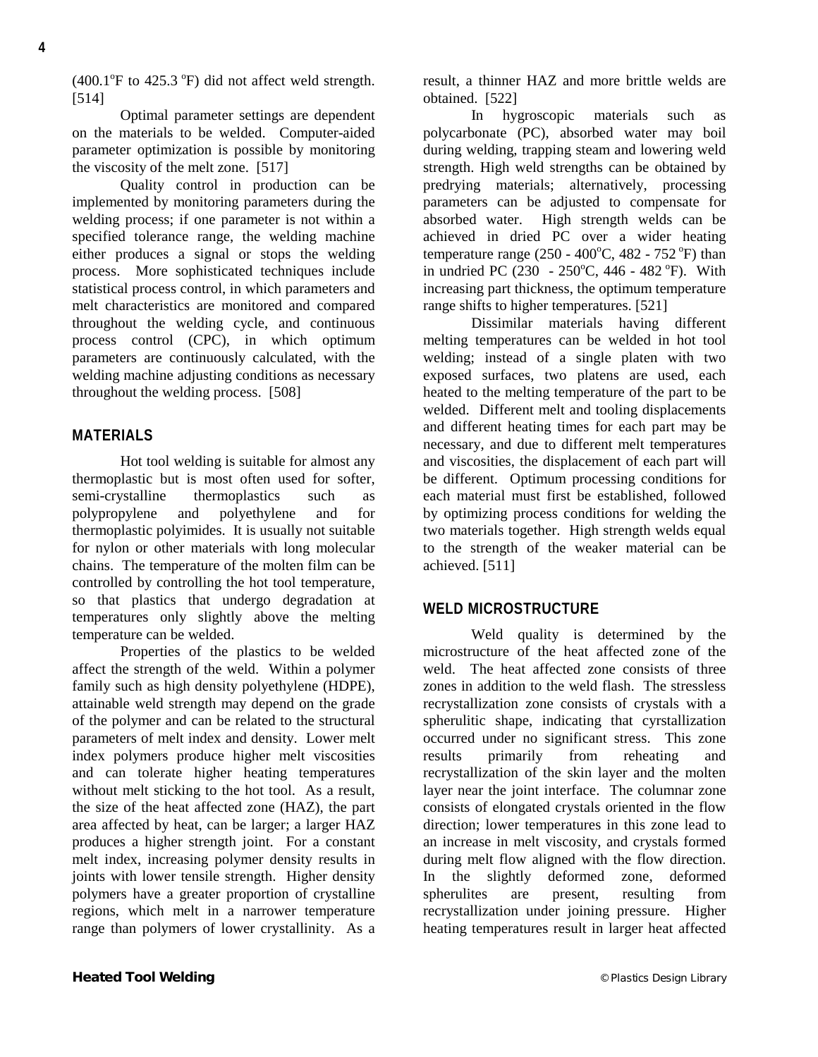(400.1°F to 425.3 °F) did not affect weld strength. [514]

Optimal parameter settings are dependent on the materials to be welded. Computer-aided parameter optimization is possible by monitoring the viscosity of the melt zone. [517]

Quality control in production can be implemented by monitoring parameters during the welding process; if one parameter is not within a specified tolerance range, the welding machine either produces a signal or stops the welding process. More sophisticated techniques include statistical process control, in which parameters and melt characteristics are monitored and compared throughout the welding cycle, and continuous process control (CPC), in which optimum parameters are continuously calculated, with the welding machine adjusting conditions as necessary throughout the welding process. [508]

## MATERIALS

Hot tool welding is suitable for almost any thermoplastic but is most often used for softer, semi-crystalline thermoplastics such as polypropylene and polyethylene and for thermoplastic polyimides. It is usually not suitable for nylon or other materials with long molecular chains. The temperature of the molten film can be controlled by controlling the hot tool temperature, so that plastics that undergo degradation at temperatures only slightly above the melting temperature can be welded.

Properties of the plastics to be welded affect the strength of the weld. Within a polymer family such as high density polyethylene (HDPE), attainable weld strength may depend on the grade of the polymer and can be related to the structural parameters of melt index and density. Lower melt index polymers produce higher melt viscosities and can tolerate higher heating temperatures without melt sticking to the hot tool. As a result, the size of the heat affected zone (HAZ), the part area affected by heat, can be larger; a larger HAZ produces a higher strength joint. For a constant melt index, increasing polymer density results in joints with lower tensile strength. Higher density polymers have a greater proportion of crystalline regions, which melt in a narrower temperature range than polymers of lower crystallinity. As a result, a thinner HAZ and more brittle welds are obtained. [522]

In hygroscopic materials such as polycarbonate (PC), absorbed water may boil during welding, trapping steam and lowering weld strength. High weld strengths can be obtained by predrying materials; alternatively, processing parameters can be adjusted to compensate for absorbed water. High strength welds can be achieved in dried PC over a wider heating temperature range (250 - 400°C, 482 - 752 °F) than in undried PC (230 - 250°C, 446 - 482 °F). With increasing part thickness, the optimum temperature range shifts to higher temperatures. [521]

Dissimilar materials having different melting temperatures can be welded in hot tool welding; instead of a single platen with two exposed surfaces, two platens are used, each heated to the melting temperature of the part to be welded. Different melt and tooling displacements and different heating times for each part may be necessary, and due to different melt temperatures and viscosities, the displacement of each part will be different. Optimum processing conditions for each material must first be established, followed by optimizing process conditions for welding the two materials together. High strength welds equal to the strength of the weaker material can be achieved. [511]

## WELD MICROSTRUCTURE

Weld quality is determined by the microstructure of the heat affected zone of the weld. The heat affected zone consists of three zones in addition to the weld flash. The stressless recrystallization zone consists of crystals with a spherulitic shape, indicating that cyrstallization occurred under no significant stress. This zone results primarily from reheating and recrystallization of the skin layer and the molten layer near the joint interface. The columnar zone consists of elongated crystals oriented in the flow direction; lower temperatures in this zone lead to an increase in melt viscosity, and crystals formed during melt flow aligned with the flow direction. In the slightly deformed zone, deformed spherulites are present, resulting from recrystallization under joining pressure. Higher heating temperatures result in larger heat affected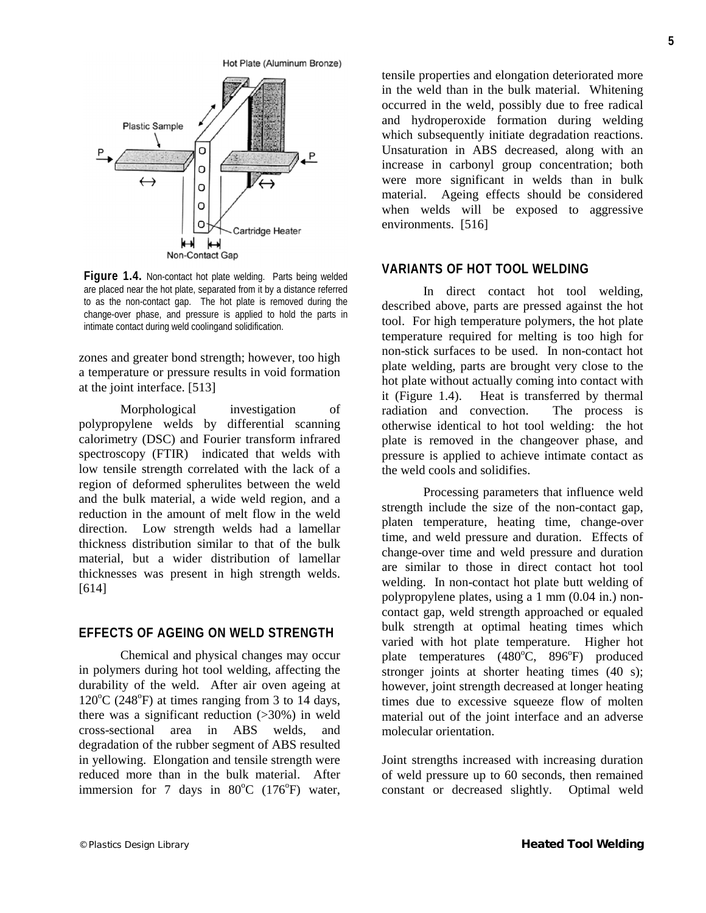**Figure 1.4.** Non-contact hot plate welding. Parts being welded are placed near the hot plate, separated from it by a distance referred to as the non-contact gap. The hot plate is removed during the change-over phase, and pressure is applied to hold the parts in intimate contact during weld coolingand solidification.

zones and greater bond strength; however, too high a temperature or pressure results in void formation at the joint interface. [513]

Morphological investigation of polypropylene welds by differential scanning calorimetry (DSC) and Fourier transform infrared spectroscopy (FTIR) indicated that welds with low tensile strength correlated with the lack of a region of deformed spherulites between the weld and the bulk material, a wide weld region, and a reduction in the amount of melt flow in the weld direction. Low strength welds had a lamellar thickness distribution similar to that of the bulk material, but a wider distribution of lamellar thicknesses was present in high strength welds. [614]

## EFFECTS OF AGEING ON WELD STRENGTH

Chemical and physical changes may occur in polymers during hot tool welding, affecting the durability of the weld. After air oven ageing at 120°C (248°F) at times ranging from 3 to 14 days, there was a significant reduction (>30%) in weld cross-sectional area in ABS welds, and degradation of the rubber segment of ABS resulted in yellowing. Elongation and tensile strength were reduced more than in the bulk material. After immersion for 7 days in 80°C (176°F) water, tensile properties and elongation deteriorated more in the weld than in the bulk material. Whitening occurred in the weld, possibly due to free radical and hydroperoxide formation during welding which subsequently initiate degradation reactions. Unsaturation in ABS decreased, along with an increase in carbonyl group concentration; both were more significant in welds than in bulk material. Ageing effects should be considered when welds will be exposed to aggressive environments. [516]

## VARIANTS OF HOT TOOL WELDING

In direct contact hot tool welding, described above, parts are pressed against the hot tool. For high temperature polymers, the hot plate temperature required for melting is too high for non-stick surfaces to be used. In non-contact hot plate welding, parts are brought very close to the hot plate without actually coming into contact with it (Figure 1.4). Heat is transferred by thermal radiation and convection. The process is otherwise identical to hot tool welding: the hot plate is removed in the changeover phase, and pressure is applied to achieve intimate contact as the weld cools and solidifies.

Processing parameters that influence weld strength include the size of the non-contact gap, platen temperature, heating time, change-over time, and weld pressure and duration. Effects of change-over time and weld pressure and duration are similar to those in direct contact hot tool welding. In non-contact hot plate butt welding of polypropylene plates, using a 1 mm (0.04 in.) non-contact gap, weld strength approached or equaled bulk strength at optimal heating times which varied with hot plate temperature. Higher hot plate temperatures (480°C, 896°F) produced stronger joints at shorter heating times (40 s); however, joint strength decreased at longer heating times due to excessive squeeze flow of molten material out of the joint interface and an adverse molecular orientation.

Joint strengths increased with increasing duration of weld pressure up to 60 seconds, then remained constant or decreased slightly. Optimal weld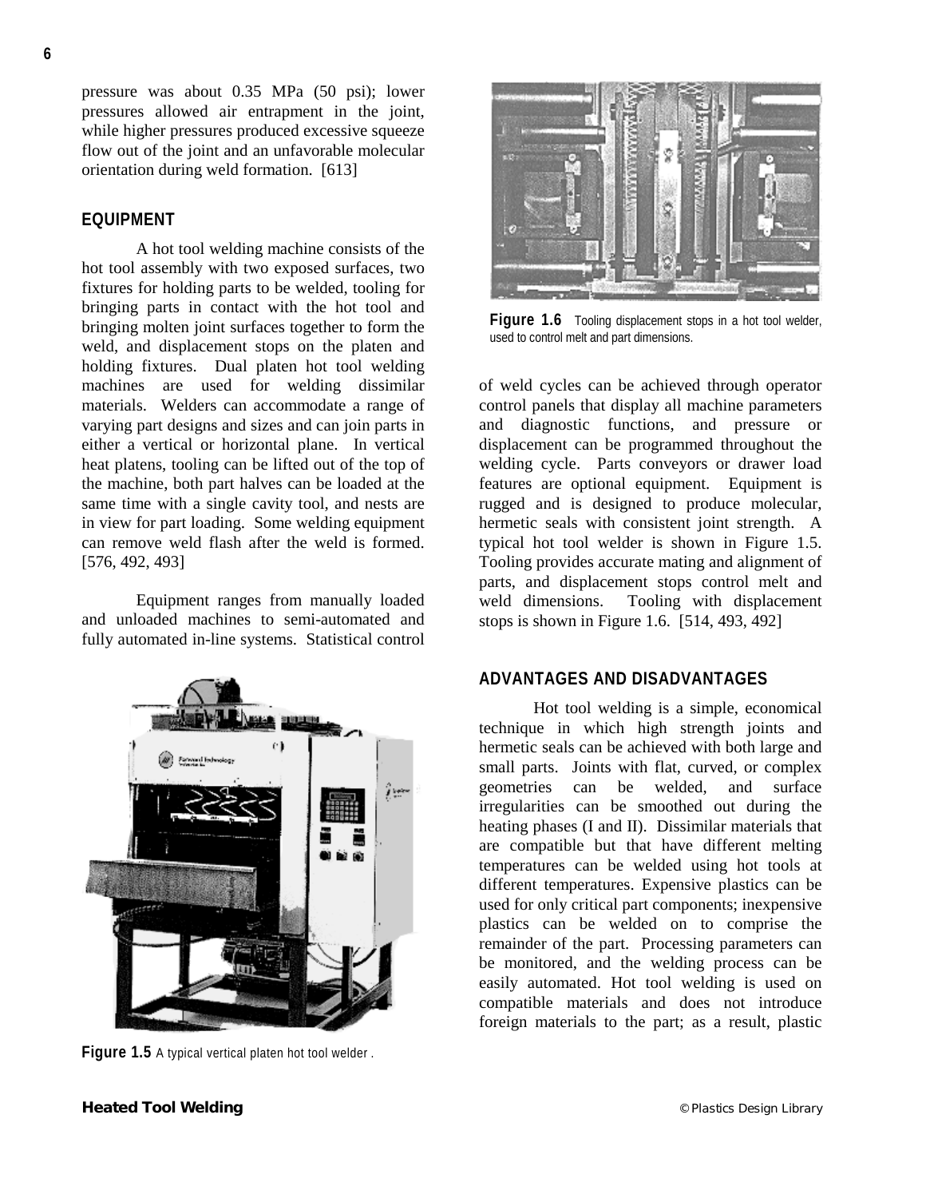pressure was about 0.35 MPa (50 psi); lower pressures allowed air entrapment in the joint, while higher pressures produced excessive squeeze flow out of the joint and an unfavorable molecular orientation during weld formation. [613]

## EQUIPMENT

A hot tool welding machine consists of the hot tool assembly with two exposed surfaces, two fixtures for holding parts to be welded, tooling for bringing parts in contact with the hot tool and bringing molten joint surfaces together to form the weld, and displacement stops on the platen and holding fixtures. Dual platen hot tool welding machines are used for welding dissimilar materials. Welders can accommodate a range of varying part designs and sizes and can join parts in either a vertical or horizontal plane. In vertical heat platens, tooling can be lifted out of the top of the machine, both part halves can be loaded at the same time with a single cavity tool, and nests are in view for part loading. Some welding equipment can remove weld flash after the weld is formed. [576, 492, 493]

Equipment ranges from manually loaded and unloaded machines to semi-automated and fully automated in-line systems. Statistical control of weld cycles can be achieved through operator control panels that display all machine parameters and diagnostic functions, and pressure or displacement can be programmed throughout the welding cycle. Parts conveyors or drawer load features are optional equipment. Equipment is rugged and is designed to produce molecular, hermetic seals with consistent joint strength. A typical hot tool welder is shown in Figure 1.5. Tooling provides accurate mating and alignment of parts, and displacement stops control melt and weld dimensions. Tooling with displacement stops is shown in Figure 1.6. [514, 493, 492]

**Figure 1.5** A typical vertical platen hot tool welder.

**Figure 1.6** Tooling displacement stops in a hot tool welder, used to control melt and part dimensions.

## ADVANTAGES AND DISADVANTAGES

Hot tool welding is a simple, economical technique in which high strength joints and hermetic seals can be achieved with both large and small parts. Joints with flat, curved, or complex geometries can be welded, and surface irregularities can be smoothed out during the heating phases (I and II). Dissimilar materials that are compatible but that have different melting temperatures can be welded using hot tools at different temperatures. Expensive plastics can be used for only critical part components; inexpensive plastics can be welded on to comprise the remainder of the part. Processing parameters can be monitored, and the welding process can be easily automated. Hot tool welding is used on compatible materials and does not introduce foreign materials to the part; as a result, plastic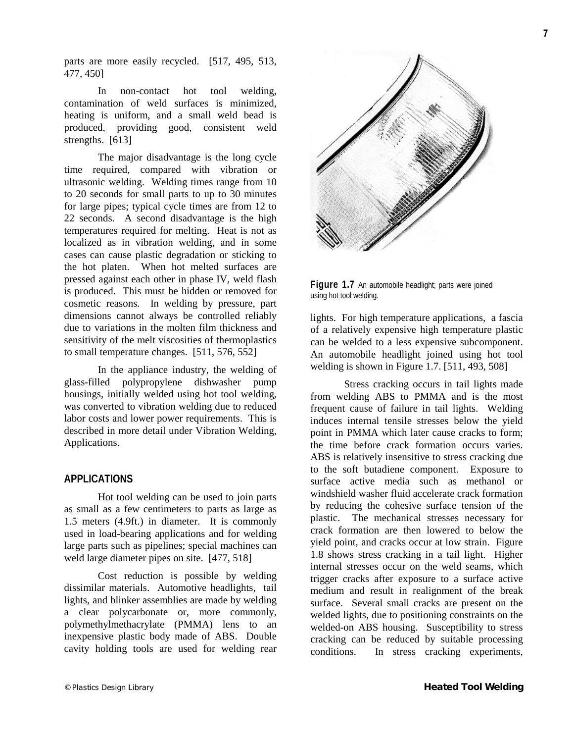parts are more easily recycled. [517, 495, 513, 477, 450]

In non-contact hot tool welding, contamination of weld surfaces is minimized, heating is uniform, and a small weld bead is produced, providing good, consistent weld strengths. [613]

The major disadvantage is the long cycle time required, compared with vibration or ultrasonic welding. Welding times range from 10 to 20 seconds for small parts to up to 30 minutes for large pipes; typical cycle times are from 12 to 22 seconds. A second disadvantage is the high temperatures required for melting. Heat is not as localized as in vibration welding, and in some cases can cause plastic degradation or sticking to the hot platen. When hot melted surfaces are pressed against each other in phase IV, weld flash is produced. This must be hidden or removed for cosmetic reasons. In welding by pressure, part dimensions cannot always be controlled reliably due to variations in the molten film thickness and sensitivity of the melt viscosities of thermoplastics to small temperature changes. [511, 576, 552]

In the appliance industry, the welding of glass-filled polypropylene dishwasher pump housings, initially welded using hot tool welding, was converted to vibration welding due to reduced labor costs and lower power requirements. This is described in more detail under Vibration Welding, Applications.

## APPLICATIONS

Hot tool welding can be used to join parts as small as a few centimeters to parts as large as 1.5 meters (4.9ft.) in diameter. It is commonly used in load-bearing applications and for welding large parts such as pipelines; special machines can weld large diameter pipes on site. [477, 518]

Cost reduction is possible by welding dissimilar materials. Automotive headlights, tail lights, and blinker assemblies are made by welding a clear polycarbonate or, more commonly, polymethylmethacrylate (PMMA) lens to an inexpensive plastic body made of ABS. Double cavity holding tools are used for welding rear lights. For high temperature applications, a fascia of a relatively expensive high temperature plastic can be welded to a less expensive subcomponent. An automobile headlight joined using hot tool welding is shown in Figure 1.7. [511, 493, 508]

**Figure 1.7** An automobile headlight; parts were joined using hot tool welding.

Stress cracking occurs in tail lights made from welding ABS to PMMA and is the most frequent cause of failure in tail lights. Welding induces internal tensile stresses below the yield point in PMMA which later cause cracks to form; the time before crack formation occurs varies. ABS is relatively insensitive to stress cracking due to the soft butadiene component. Exposure to surface active media such as methanol or windshield washer fluid accelerate crack formation by reducing the cohesive surface tension of the plastic. The mechanical stresses necessary for crack formation are then lowered to below the yield point, and cracks occur at low strain. Figure 1.8 shows stress cracking in a tail light. Higher internal stresses occur on the weld seams, which trigger cracks after exposure to a surface active medium and result in realignment of the break surface. Several small cracks are present on the welded lights, due to positioning constraints on the welded-on ABS housing. Susceptibility to stress cracking can be reduced by suitable processing conditions. In stress cracking experiments,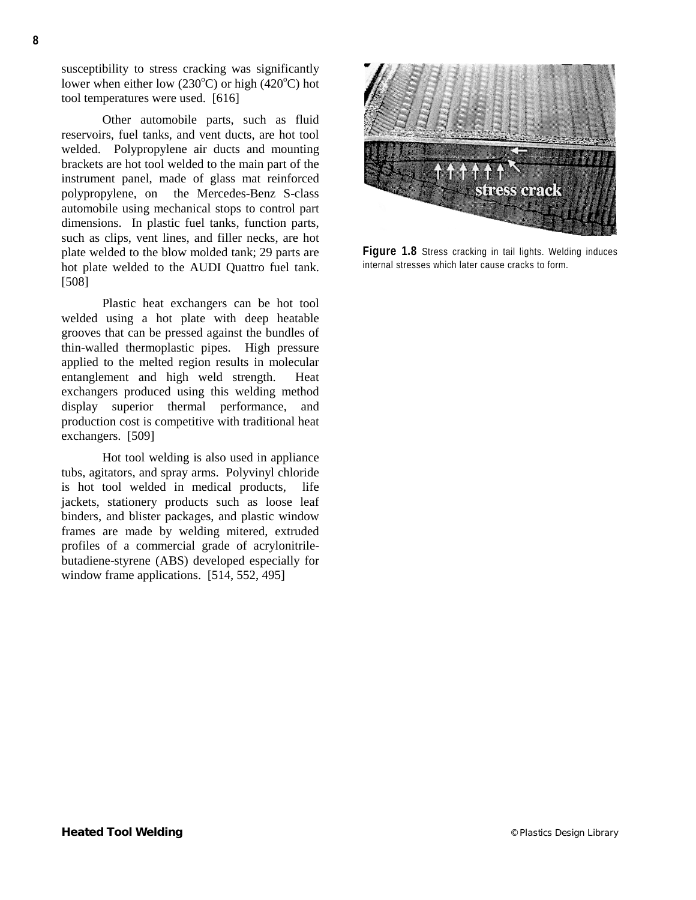susceptibility to stress cracking was significantly lower when either low (230°C) or high (420°C) hot tool temperatures were used. [616]

Other automobile parts, such as fluid reservoirs, fuel tanks, and vent ducts, are hot tool welded. Polypropylene air ducts and mounting brackets are hot tool welded to the main part of the instrument panel, made of glass mat reinforced polypropylene, on the Mercedes-Benz S-class automobile using mechanical stops to control part dimensions. In plastic fuel tanks, function parts, such as clips, vent lines, and filler necks, are hot plate welded to the blow molded tank; 29 parts are hot plate welded to the AUDI Quattro fuel tank. [508]

Plastic heat exchangers can be hot tool welded using a hot plate with deep heatable grooves that can be pressed against the bundles of thin-walled thermoplastic pipes. High pressure applied to the melted region results in molecular entanglement and high weld strength. Heat exchangers produced using this welding method display superior thermal performance, and production cost is competitive with traditional heat exchangers. [509]

Hot tool welding is also used in appliance tubs, agitators, and spray arms. Polyvinyl chloride is hot tool welded in medical products, life jackets, stationery products such as loose leaf binders, and blister packages, and plastic window frames are made by welding mitered, extruded profiles of a commercial grade of acrylonitrile-butadiene-styrene (ABS) developed especially for window frame applications. [514, 552, 495]

stress crack

**Figure 1.8** Stress cracking in tail lights. Welding induces internal stresses which later cause cracks to form.